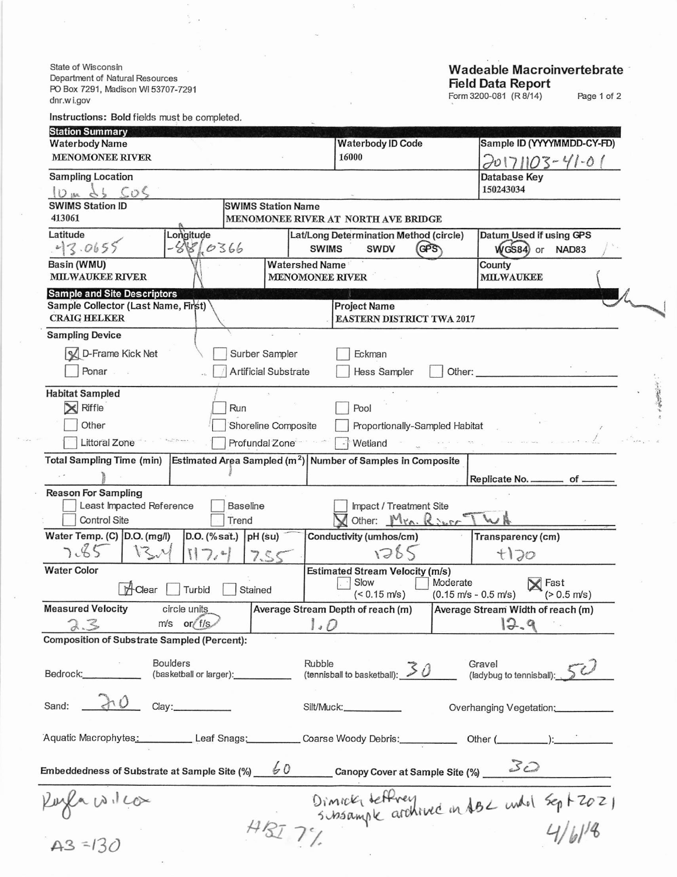State of Wisconsin
Department of Natural Resources
PO Box 7291, Madison WI 53707-7291
dnr.wi.gov

# Wadeable Macroinvertebrate Field Data Report

Form 3200-081 (R 8/14)

Instructions: **Bold** fields must be completed.

## Station Summary

| **Waterbody Name** | **Waterbody ID Code** | **Sample ID (YYYYMMDD-CY-FD)** |
|---|---|---|
| MENOMONEE RIVER | 16000 | 20171103-41-01 |

| **Sampling Location** | **Database Key** |
|---|---|
| 10 m ds COS | 150243034 |

| **SWIMS Station ID** | **SWIMS Station Name** |
|---|---|
| 413061 | MENOMONEE RIVER AT NORTH AVE BRIDGE |

| **Latitude** | **Longitude** | **Lat/Long Determination Method (circle)** | **Datum Used if using GPS** |
|---|---|---|---|
| 43.0655 | -88.0366 | SWIMS SWDV (GPS) | (WGS84) or NAD83 |

| **Basin (WMU)** | **Watershed Name** | **County** |
|---|---|---|
| MILWAUKEE RIVER | MENOMONEE RIVER | MILWAUKEE |

## Sample and Site Descriptors

| **Sample Collector (Last Name, First)** | **Project Name** |
|---|---|
| CRAIG HELKER | EASTERN DISTRICT TWA 2017 |

**Sampling Device**

- [x] D-Frame Kick Net
- [ ] Surber Sampler
- [ ] Eckman
- [ ] Ponar
- [ ] Artificial Substrate
- [ ] Hess Sampler
- [ ] Other: ______

**Habitat Sampled**

- [x] Riffle
- [ ] Run
- [ ] Pool
- [ ] Other
- [ ] Shoreline Composite
- [ ] Proportionally-Sampled Habitat
- [ ] Littoral Zone
- [ ] Profundal Zone
- [ ] Wetland

| **Total Sampling Time (min)** | **Estimated Area Sampled (m²)** | **Number of Samples in Composite** | Replicate No. ___ of ___ |
|---|---|---|---|
| | | | |

**Reason For Sampling**

- [ ] Least Impacted Reference
- [ ] Baseline
- [ ] Impact / Treatment Site
- [ ] Control Site
- [ ] Trend
- [x] Other: Mrn. River TWA

| **Water Temp. (C)** | **D.O. (mg/l)** | **D.O. (%sat.)** | **pH (su)** | **Conductivity (umhos/cm)** | **Transparency (cm)** |
|---|---|---|---|---|---|
| 7.85 | 13.4 | 117.4 | 7.55 | 1285 | +120 |

**Water Color**

- [x] Clear
- [ ] Turbid
- [ ] Stained

**Estimated Stream Velocity (m/s)**

- [ ] Slow (< 0.15 m/s)
- [ ] Moderate (0.15 m/s - 0.5 m/s)
- [x] Fast (> 0.5 m/s)

| **Measured Velocity** (circle units) | **Average Stream Depth of reach (m)** | **Average Stream Width of reach (m)** |
|---|---|---|
| 2.3 m/s or (f/s) | 1.0 | 12.9 |

**Composition of Substrate Sampled (Percent):**

Bedrock: ______ Boulders (basketball or larger): ______ Rubble (tennisball to basketball): 30 Gravel (ladybug to tennisball): 50

Sand: 20 Clay: ______ Silt/Muck: ______ Overhanging Vegetation: ______

Aquatic Macrophytes: ______ Leaf Snags: ______ Coarse Woody Debris: ______ Other (______): ______

**Embeddedness of Substrate at Sample Site (%)** 60 **Canopy Cover at Sample Site (%)** 30

Kayla Wilcox

Dimick, Jeffrey
subsample archived in ABL until Sept 2021
4/6/18

HBI 7%

A3 = 130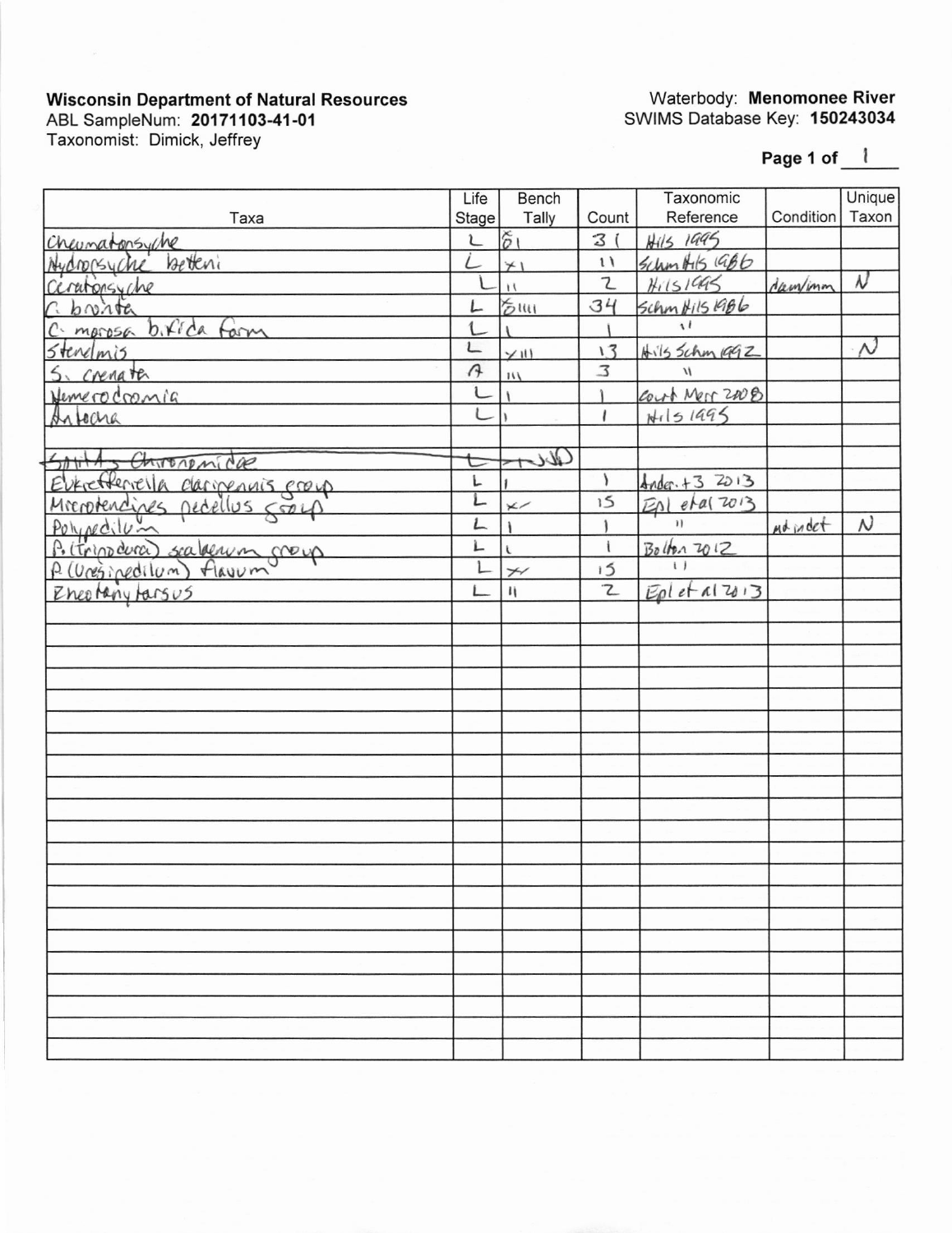**Wisconsin Department of Natural Resources**
ABL SampleNum: **20171103-41-01**
Taxonomist: Dimick, Jeffrey

Waterbody: **Menomonee River**
SWIMS Database Key: **150243034**

**Page 1 of** 1

| Taxa | Life Stage | Bench Tally | Count | Taxonomic Reference | Condition | Unique Taxon |
|---|---|---|---|---|---|---|
| Cheumatopsyche | L | 81 | 31 | Hils 1995 | | |
| Hydropsyche betteni | L | x1 | 11 | Schm Hils 1986 | | |
| Ceratopsyche | L | 11 | 2 | Hils 1995 | dam/imm | N |
| C. bronta | L | 5111 | 34 | Schm Hils 1986 | | |
| C. morosa bifida form | L | 1 | 1 | " | | |
| Stenelmis | L | x111 | 13 | Hils Schm 1992 | | N |
| S. crenata | A | 111 | 3 | " | | |
| Hemerodromia | L | 1 | 1 | Court Merr 2008 | | |
| Antocha | L | 1 | 1 | Hils 1995 | | |
| | | | | | | |
| ~~Smith's Chironomidae~~ | ~~L~~ | ~~→ JWD~~ | | | | |
| Eukiefferiella claripennis group | L | 1 | 1 | Ander. +3 2013 | | |
| Microtendipes pedellus group | L | x/ | 15 | Epl et al 2013 | | |
| Polypedilum | L | 1 | 1 | " | md indet | N |
| P. (Tripodura) scalaenum group | L | 1 | 1 | Bolton 2012 | | |
| P. (Uresipedilum) flavum | L | x/ | 15 | " | | |
| Rheotanytarsus | L | 11 | 2 | Epl et al 2013 | | |